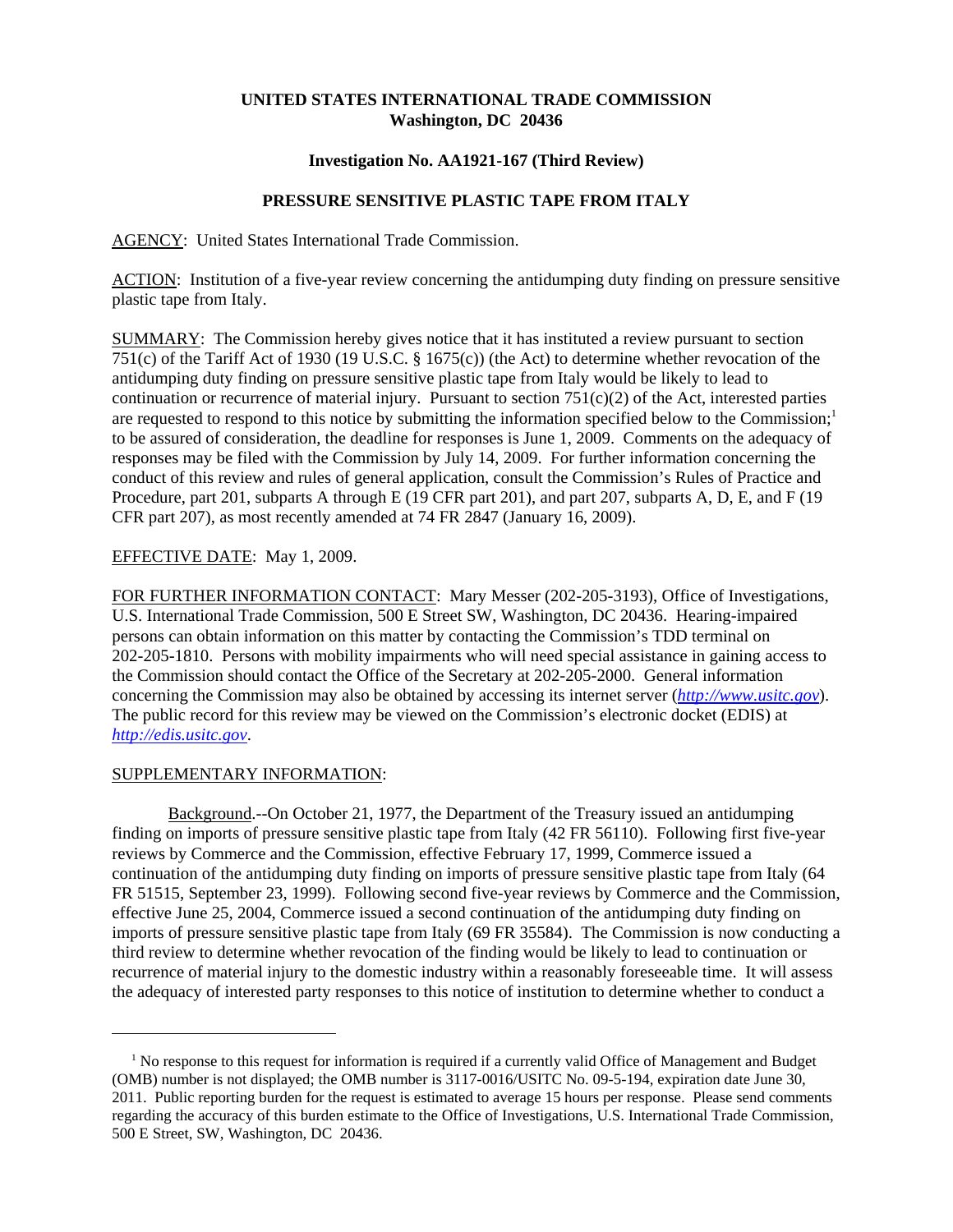**UNITED STATES INTERNATIONAL TRADE COMMISSION**
**Washington, DC 20436**

**Investigation No. AA1921-167 (Third Review)**

**PRESSURE SENSITIVE PLASTIC TAPE FROM ITALY**

AGENCY: United States International Trade Commission.

ACTION: Institution of a five-year review concerning the antidumping duty finding on pressure sensitive plastic tape from Italy.

SUMMARY: The Commission hereby gives notice that it has instituted a review pursuant to section 751(c) of the Tariff Act of 1930 (19 U.S.C. § 1675(c)) (the Act) to determine whether revocation of the antidumping duty finding on pressure sensitive plastic tape from Italy would be likely to lead to continuation or recurrence of material injury. Pursuant to section 751(c)(2) of the Act, interested parties are requested to respond to this notice by submitting the information specified below to the Commission;[1] to be assured of consideration, the deadline for responses is June 1, 2009. Comments on the adequacy of responses may be filed with the Commission by July 14, 2009. For further information concerning the conduct of this review and rules of general application, consult the Commission's Rules of Practice and Procedure, part 201, subparts A through E (19 CFR part 201), and part 207, subparts A, D, E, and F (19 CFR part 207), as most recently amended at 74 FR 2847 (January 16, 2009).

EFFECTIVE DATE: May 1, 2009.

FOR FURTHER INFORMATION CONTACT: Mary Messer (202-205-3193), Office of Investigations, U.S. International Trade Commission, 500 E Street SW, Washington, DC 20436. Hearing-impaired persons can obtain information on this matter by contacting the Commission's TDD terminal on 202-205-1810. Persons with mobility impairments who will need special assistance in gaining access to the Commission should contact the Office of the Secretary at 202-205-2000. General information concerning the Commission may also be obtained by accessing its internet server (*http://www.usitc.gov*). The public record for this review may be viewed on the Commission's electronic docket (EDIS) at *http://edis.usitc.gov*.

SUPPLEMENTARY INFORMATION:

Background.--On October 21, 1977, the Department of the Treasury issued an antidumping finding on imports of pressure sensitive plastic tape from Italy (42 FR 56110). Following first five-year reviews by Commerce and the Commission, effective February 17, 1999, Commerce issued a continuation of the antidumping duty finding on imports of pressure sensitive plastic tape from Italy (64 FR 51515, September 23, 1999). Following second five-year reviews by Commerce and the Commission, effective June 25, 2004, Commerce issued a second continuation of the antidumping duty finding on imports of pressure sensitive plastic tape from Italy (69 FR 35584). The Commission is now conducting a third review to determine whether revocation of the finding would be likely to lead to continuation or recurrence of material injury to the domestic industry within a reasonably foreseeable time. It will assess the adequacy of interested party responses to this notice of institution to determine whether to conduct a

[1] No response to this request for information is required if a currently valid Office of Management and Budget (OMB) number is not displayed; the OMB number is 3117-0016/USITC No. 09-5-194, expiration date June 30, 2011. Public reporting burden for the request is estimated to average 15 hours per response. Please send comments regarding the accuracy of this burden estimate to the Office of Investigations, U.S. International Trade Commission, 500 E Street, SW, Washington, DC 20436.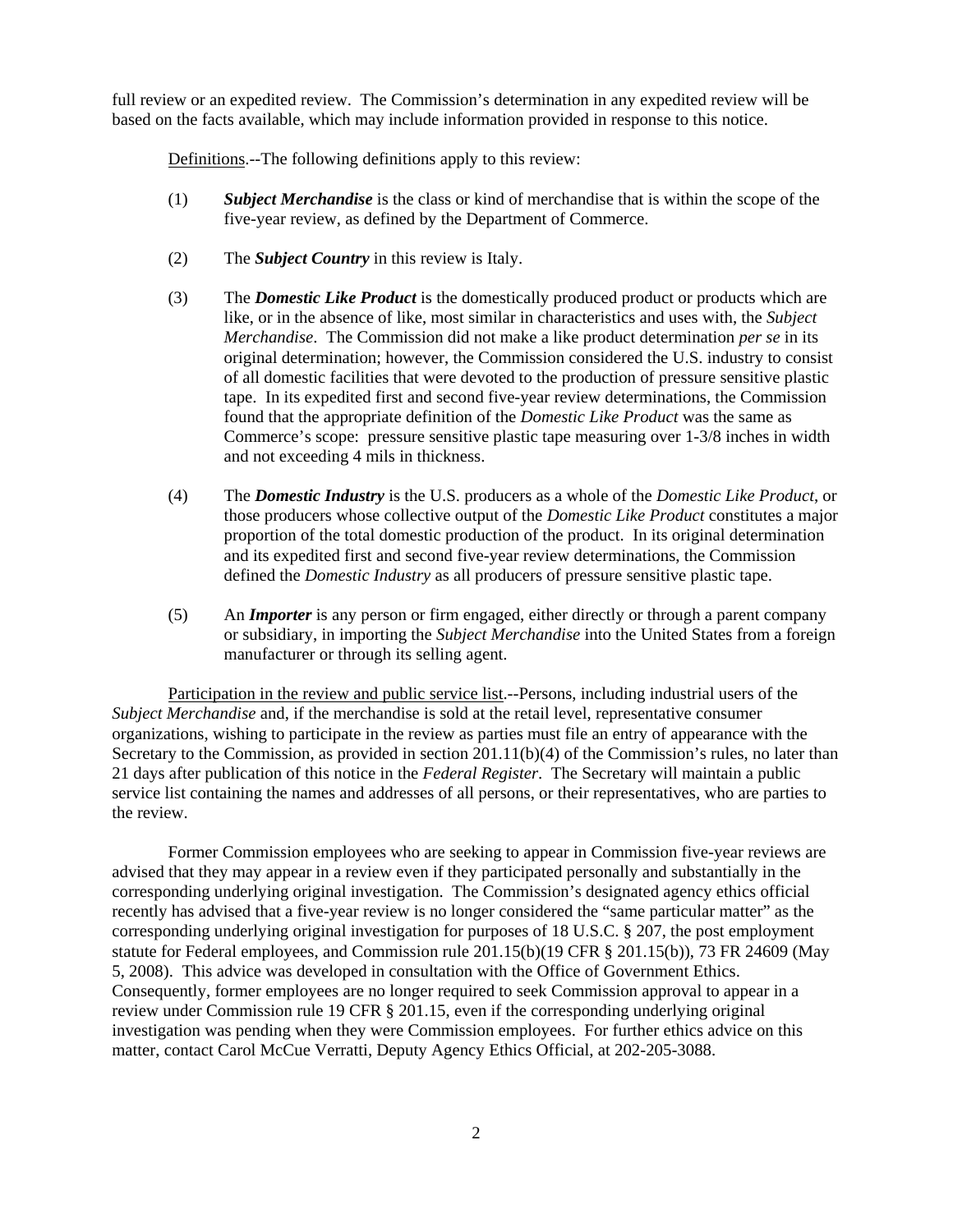full review or an expedited review. The Commission's determination in any expedited review will be based on the facts available, which may include information provided in response to this notice.

Definitions.--The following definitions apply to this review:

(1) ***Subject Merchandise*** is the class or kind of merchandise that is within the scope of the five-year review, as defined by the Department of Commerce.

(2) The ***Subject Country*** in this review is Italy.

(3) The ***Domestic Like Product*** is the domestically produced product or products which are like, or in the absence of like, most similar in characteristics and uses with, the *Subject Merchandise*. The Commission did not make a like product determination *per se* in its original determination; however, the Commission considered the U.S. industry to consist of all domestic facilities that were devoted to the production of pressure sensitive plastic tape. In its expedited first and second five-year review determinations, the Commission found that the appropriate definition of the *Domestic Like Product* was the same as Commerce's scope: pressure sensitive plastic tape measuring over 1-3/8 inches in width and not exceeding 4 mils in thickness.

(4) The ***Domestic Industry*** is the U.S. producers as a whole of the *Domestic Like Product*, or those producers whose collective output of the *Domestic Like Product* constitutes a major proportion of the total domestic production of the product. In its original determination and its expedited first and second five-year review determinations, the Commission defined the *Domestic Industry* as all producers of pressure sensitive plastic tape.

(5) An ***Importer*** is any person or firm engaged, either directly or through a parent company or subsidiary, in importing the *Subject Merchandise* into the United States from a foreign manufacturer or through its selling agent.

Participation in the review and public service list.--Persons, including industrial users of the *Subject Merchandise* and, if the merchandise is sold at the retail level, representative consumer organizations, wishing to participate in the review as parties must file an entry of appearance with the Secretary to the Commission, as provided in section 201.11(b)(4) of the Commission's rules, no later than 21 days after publication of this notice in the *Federal Register*. The Secretary will maintain a public service list containing the names and addresses of all persons, or their representatives, who are parties to the review.

Former Commission employees who are seeking to appear in Commission five-year reviews are advised that they may appear in a review even if they participated personally and substantially in the corresponding underlying original investigation. The Commission's designated agency ethics official recently has advised that a five-year review is no longer considered the "same particular matter" as the corresponding underlying original investigation for purposes of 18 U.S.C. § 207, the post employment statute for Federal employees, and Commission rule 201.15(b)(19 CFR § 201.15(b)), 73 FR 24609 (May 5, 2008). This advice was developed in consultation with the Office of Government Ethics. Consequently, former employees are no longer required to seek Commission approval to appear in a review under Commission rule 19 CFR § 201.15, even if the corresponding underlying original investigation was pending when they were Commission employees. For further ethics advice on this matter, contact Carol McCue Verratti, Deputy Agency Ethics Official, at 202-205-3088.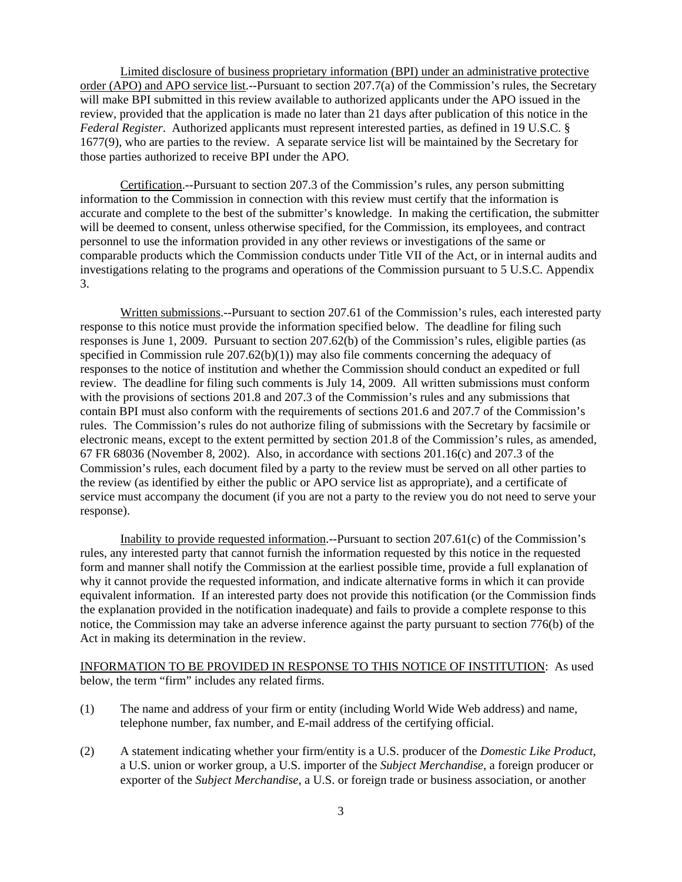Limited disclosure of business proprietary information (BPI) under an administrative protective order (APO) and APO service list.--Pursuant to section 207.7(a) of the Commission's rules, the Secretary will make BPI submitted in this review available to authorized applicants under the APO issued in the review, provided that the application is made no later than 21 days after publication of this notice in the *Federal Register*. Authorized applicants must represent interested parties, as defined in 19 U.S.C. § 1677(9), who are parties to the review. A separate service list will be maintained by the Secretary for those parties authorized to receive BPI under the APO.

Certification.--Pursuant to section 207.3 of the Commission's rules, any person submitting information to the Commission in connection with this review must certify that the information is accurate and complete to the best of the submitter's knowledge. In making the certification, the submitter will be deemed to consent, unless otherwise specified, for the Commission, its employees, and contract personnel to use the information provided in any other reviews or investigations of the same or comparable products which the Commission conducts under Title VII of the Act, or in internal audits and investigations relating to the programs and operations of the Commission pursuant to 5 U.S.C. Appendix 3.

Written submissions.--Pursuant to section 207.61 of the Commission's rules, each interested party response to this notice must provide the information specified below. The deadline for filing such responses is June 1, 2009. Pursuant to section 207.62(b) of the Commission's rules, eligible parties (as specified in Commission rule 207.62(b)(1)) may also file comments concerning the adequacy of responses to the notice of institution and whether the Commission should conduct an expedited or full review. The deadline for filing such comments is July 14, 2009. All written submissions must conform with the provisions of sections 201.8 and 207.3 of the Commission's rules and any submissions that contain BPI must also conform with the requirements of sections 201.6 and 207.7 of the Commission's rules. The Commission's rules do not authorize filing of submissions with the Secretary by facsimile or electronic means, except to the extent permitted by section 201.8 of the Commission's rules, as amended, 67 FR 68036 (November 8, 2002). Also, in accordance with sections 201.16(c) and 207.3 of the Commission's rules, each document filed by a party to the review must be served on all other parties to the review (as identified by either the public or APO service list as appropriate), and a certificate of service must accompany the document (if you are not a party to the review you do not need to serve your response).

Inability to provide requested information.--Pursuant to section 207.61(c) of the Commission's rules, any interested party that cannot furnish the information requested by this notice in the requested form and manner shall notify the Commission at the earliest possible time, provide a full explanation of why it cannot provide the requested information, and indicate alternative forms in which it can provide equivalent information. If an interested party does not provide this notification (or the Commission finds the explanation provided in the notification inadequate) and fails to provide a complete response to this notice, the Commission may take an adverse inference against the party pursuant to section 776(b) of the Act in making its determination in the review.

INFORMATION TO BE PROVIDED IN RESPONSE TO THIS NOTICE OF INSTITUTION: As used below, the term "firm" includes any related firms.

(1) The name and address of your firm or entity (including World Wide Web address) and name, telephone number, fax number, and E-mail address of the certifying official.

(2) A statement indicating whether your firm/entity is a U.S. producer of the *Domestic Like Product*, a U.S. union or worker group, a U.S. importer of the *Subject Merchandise*, a foreign producer or exporter of the *Subject Merchandise*, a U.S. or foreign trade or business association, or another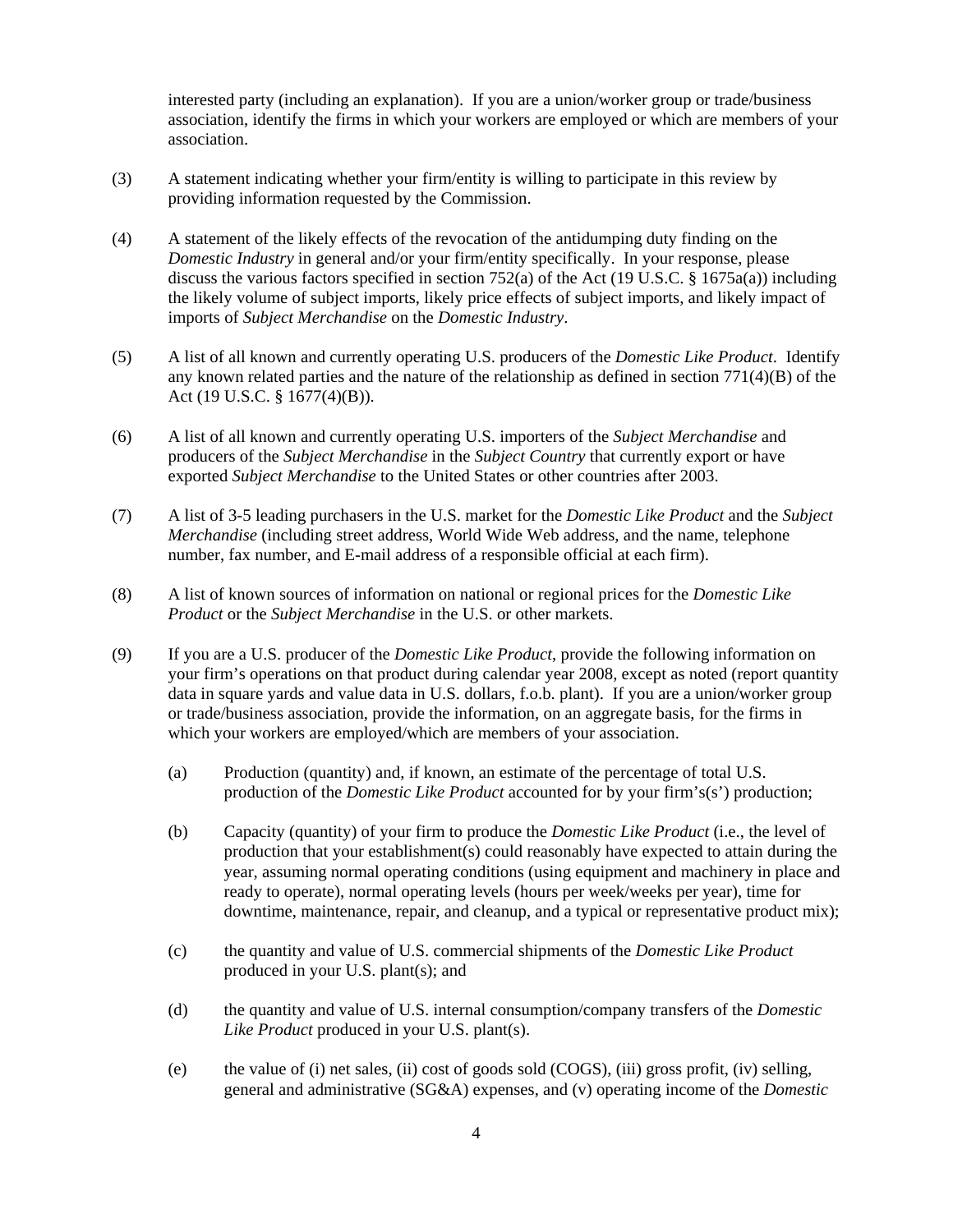interested party (including an explanation). If you are a union/worker group or trade/business association, identify the firms in which your workers are employed or which are members of your association.

(3) A statement indicating whether your firm/entity is willing to participate in this review by providing information requested by the Commission.

(4) A statement of the likely effects of the revocation of the antidumping duty finding on the *Domestic Industry* in general and/or your firm/entity specifically. In your response, please discuss the various factors specified in section 752(a) of the Act (19 U.S.C. § 1675a(a)) including the likely volume of subject imports, likely price effects of subject imports, and likely impact of imports of *Subject Merchandise* on the *Domestic Industry*.

(5) A list of all known and currently operating U.S. producers of the *Domestic Like Product*. Identify any known related parties and the nature of the relationship as defined in section 771(4)(B) of the Act (19 U.S.C. § 1677(4)(B)).

(6) A list of all known and currently operating U.S. importers of the *Subject Merchandise* and producers of the *Subject Merchandise* in the *Subject Country* that currently export or have exported *Subject Merchandise* to the United States or other countries after 2003.

(7) A list of 3-5 leading purchasers in the U.S. market for the *Domestic Like Product* and the *Subject Merchandise* (including street address, World Wide Web address, and the name, telephone number, fax number, and E-mail address of a responsible official at each firm).

(8) A list of known sources of information on national or regional prices for the *Domestic Like Product* or the *Subject Merchandise* in the U.S. or other markets.

(9) If you are a U.S. producer of the *Domestic Like Product*, provide the following information on your firm's operations on that product during calendar year 2008, except as noted (report quantity data in square yards and value data in U.S. dollars, f.o.b. plant). If you are a union/worker group or trade/business association, provide the information, on an aggregate basis, for the firms in which your workers are employed/which are members of your association.

   (a) Production (quantity) and, if known, an estimate of the percentage of total U.S. production of the *Domestic Like Product* accounted for by your firm's(s') production;

   (b) Capacity (quantity) of your firm to produce the *Domestic Like Product* (i.e., the level of production that your establishment(s) could reasonably have expected to attain during the year, assuming normal operating conditions (using equipment and machinery in place and ready to operate), normal operating levels (hours per week/weeks per year), time for downtime, maintenance, repair, and cleanup, and a typical or representative product mix);

   (c) the quantity and value of U.S. commercial shipments of the *Domestic Like Product* produced in your U.S. plant(s); and

   (d) the quantity and value of U.S. internal consumption/company transfers of the *Domestic Like Product* produced in your U.S. plant(s).

   (e) the value of (i) net sales, (ii) cost of goods sold (COGS), (iii) gross profit, (iv) selling, general and administrative (SG&A) expenses, and (v) operating income of the *Domestic*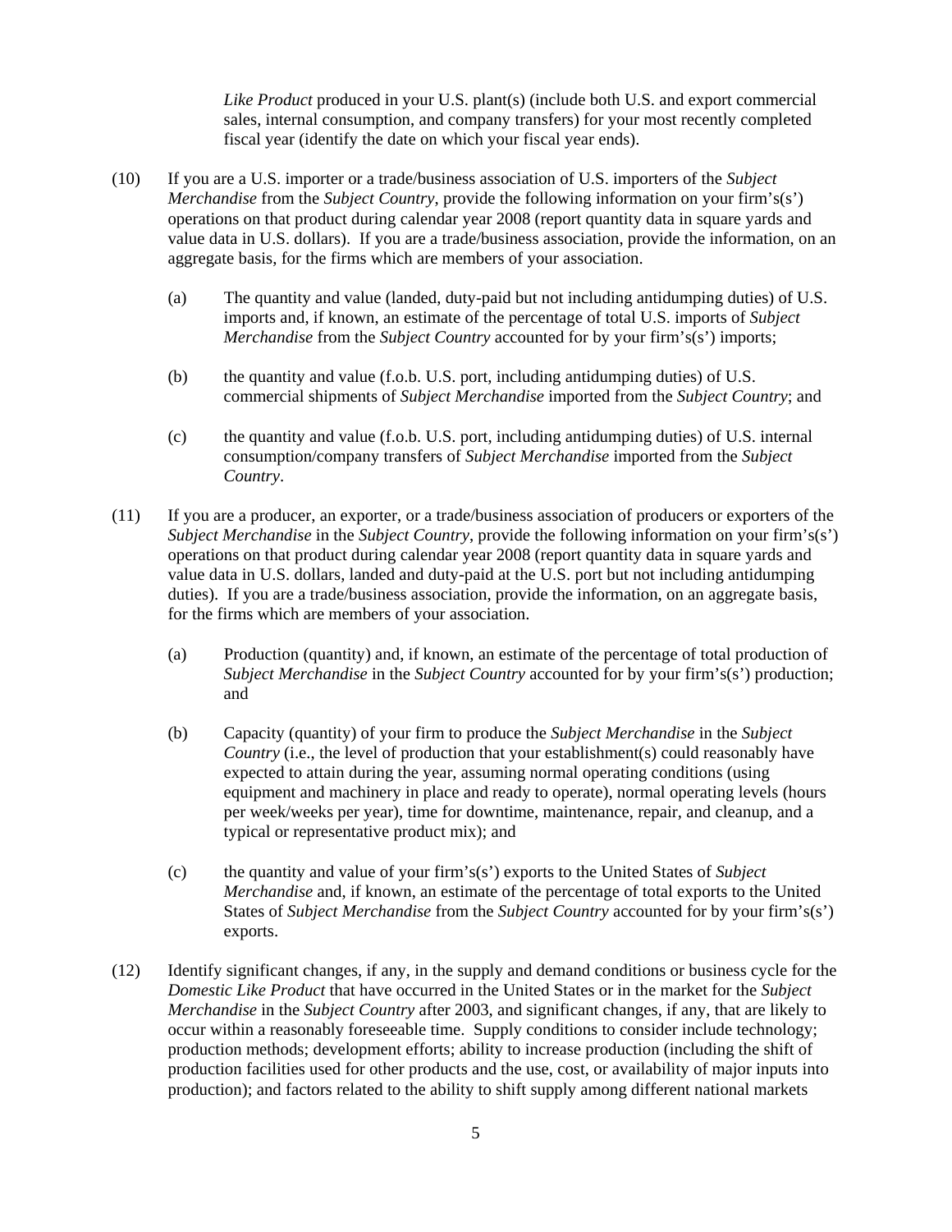*Like Product* produced in your U.S. plant(s) (include both U.S. and export commercial sales, internal consumption, and company transfers) for your most recently completed fiscal year (identify the date on which your fiscal year ends).

(10) If you are a U.S. importer or a trade/business association of U.S. importers of the *Subject Merchandise* from the *Subject Country*, provide the following information on your firm's(s') operations on that product during calendar year 2008 (report quantity data in square yards and value data in U.S. dollars). If you are a trade/business association, provide the information, on an aggregate basis, for the firms which are members of your association.

(a) The quantity and value (landed, duty-paid but not including antidumping duties) of U.S. imports and, if known, an estimate of the percentage of total U.S. imports of *Subject Merchandise* from the *Subject Country* accounted for by your firm's(s') imports;

(b) the quantity and value (f.o.b. U.S. port, including antidumping duties) of U.S. commercial shipments of *Subject Merchandise* imported from the *Subject Country*; and

(c) the quantity and value (f.o.b. U.S. port, including antidumping duties) of U.S. internal consumption/company transfers of *Subject Merchandise* imported from the *Subject Country*.

(11) If you are a producer, an exporter, or a trade/business association of producers or exporters of the *Subject Merchandise* in the *Subject Country*, provide the following information on your firm's(s') operations on that product during calendar year 2008 (report quantity data in square yards and value data in U.S. dollars, landed and duty-paid at the U.S. port but not including antidumping duties). If you are a trade/business association, provide the information, on an aggregate basis, for the firms which are members of your association.

(a) Production (quantity) and, if known, an estimate of the percentage of total production of *Subject Merchandise* in the *Subject Country* accounted for by your firm's(s') production; and

(b) Capacity (quantity) of your firm to produce the *Subject Merchandise* in the *Subject Country* (i.e., the level of production that your establishment(s) could reasonably have expected to attain during the year, assuming normal operating conditions (using equipment and machinery in place and ready to operate), normal operating levels (hours per week/weeks per year), time for downtime, maintenance, repair, and cleanup, and a typical or representative product mix); and

(c) the quantity and value of your firm's(s') exports to the United States of *Subject Merchandise* and, if known, an estimate of the percentage of total exports to the United States of *Subject Merchandise* from the *Subject Country* accounted for by your firm's(s') exports.

(12) Identify significant changes, if any, in the supply and demand conditions or business cycle for the *Domestic Like Product* that have occurred in the United States or in the market for the *Subject Merchandise* in the *Subject Country* after 2003, and significant changes, if any, that are likely to occur within a reasonably foreseeable time. Supply conditions to consider include technology; production methods; development efforts; ability to increase production (including the shift of production facilities used for other products and the use, cost, or availability of major inputs into production); and factors related to the ability to shift supply among different national markets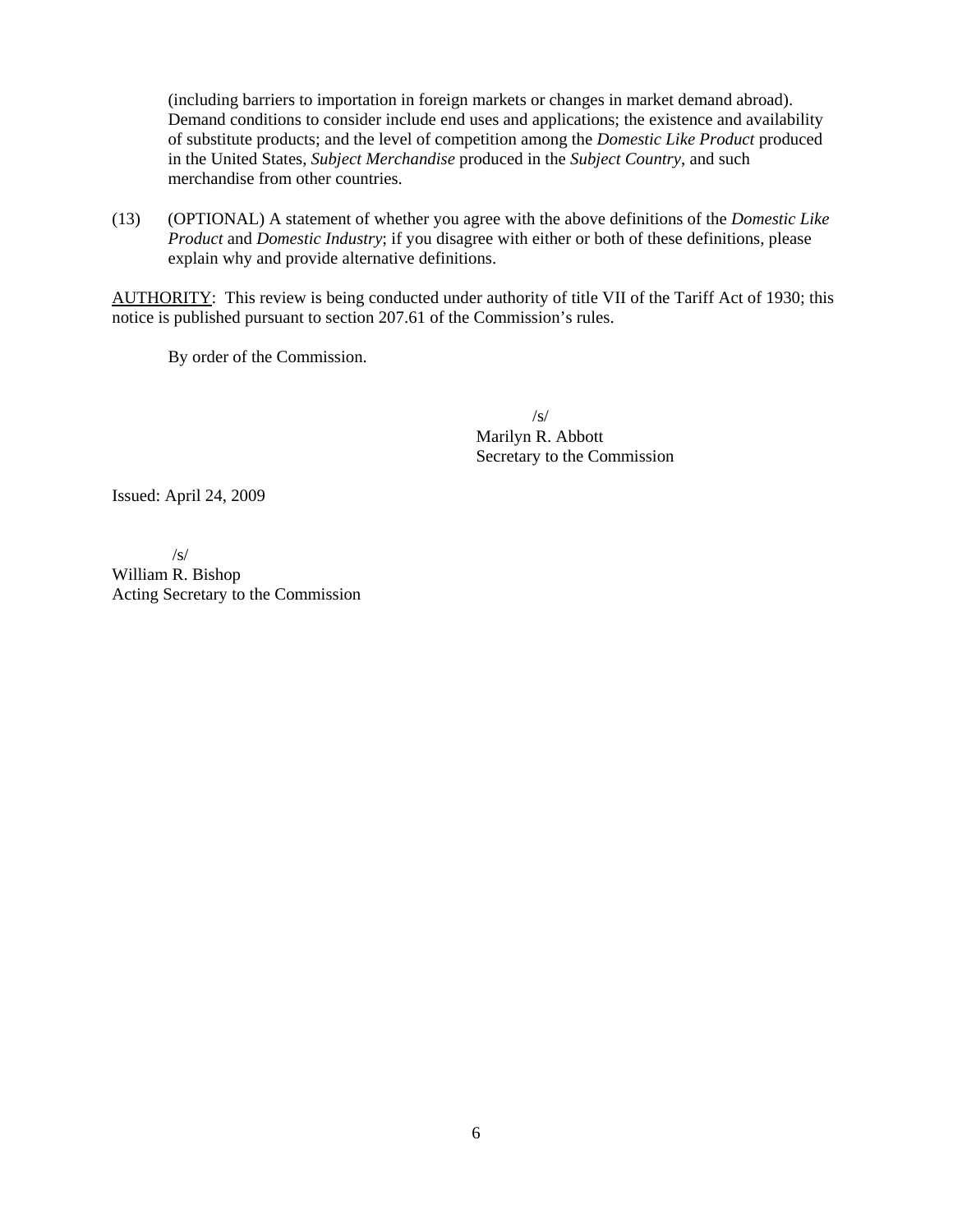(including barriers to importation in foreign markets or changes in market demand abroad). Demand conditions to consider include end uses and applications; the existence and availability of substitute products; and the level of competition among the *Domestic Like Product* produced in the United States, *Subject Merchandise* produced in the *Subject Country*, and such merchandise from other countries.

(13) (OPTIONAL) A statement of whether you agree with the above definitions of the *Domestic Like Product* and *Domestic Industry*; if you disagree with either or both of these definitions, please explain why and provide alternative definitions.

AUTHORITY: This review is being conducted under authority of title VII of the Tariff Act of 1930; this notice is published pursuant to section 207.61 of the Commission's rules.

By order of the Commission.

/s/
Marilyn R. Abbott
Secretary to the Commission

Issued: April 24, 2009

/s/
William R. Bishop
Acting Secretary to the Commission